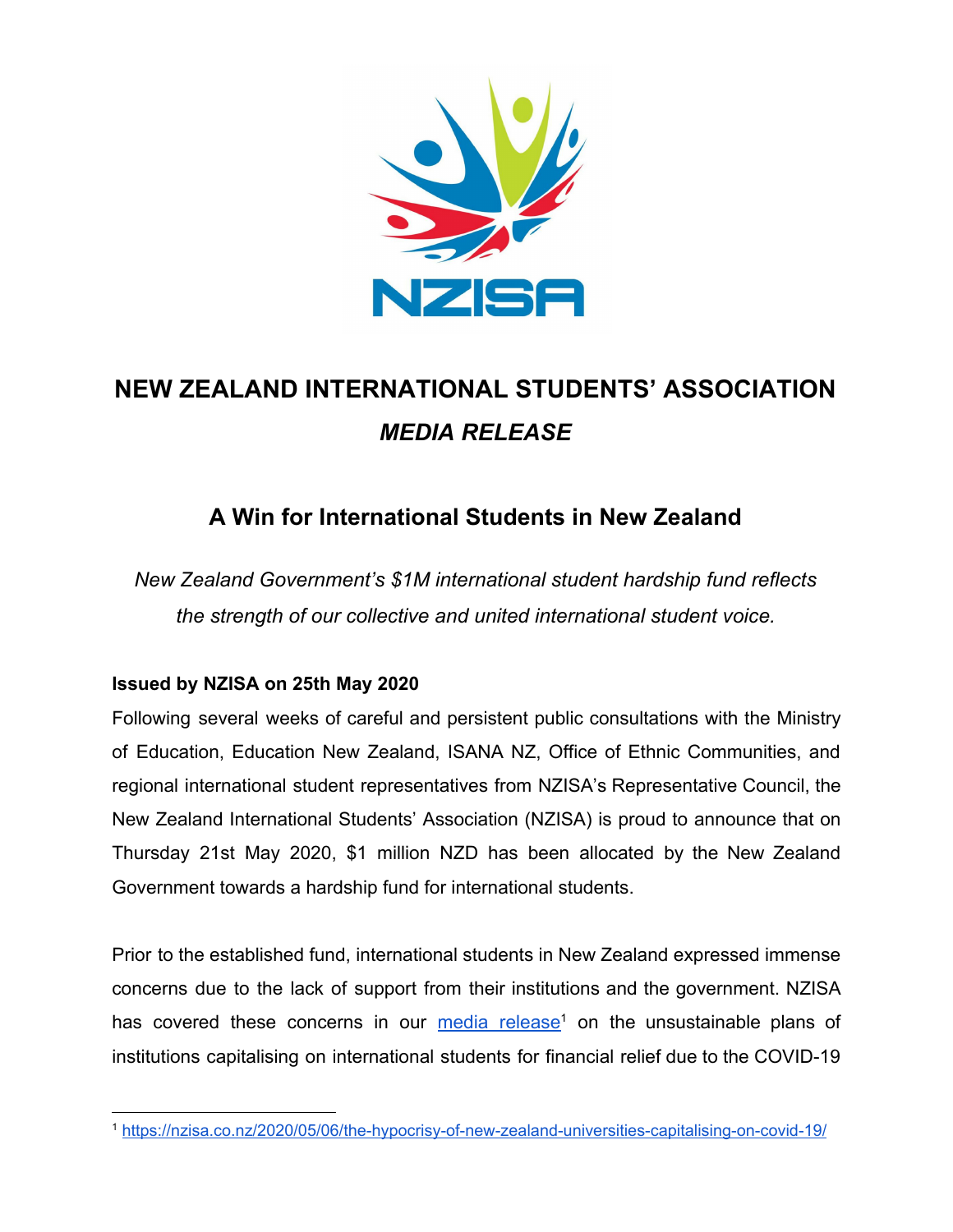# NEW ZEALAND INTERNATIONAL STUDENTS' ASSOCIATION

## *MEDIA RELEASE*

## A Win for International Students in New Zealand

*New Zealand Government's $1M international student hardship fund reflects the strength of our collective and united international student voice.*

**Issued by NZISA on 25th May 2020**

Following several weeks of careful and persistent public consultations with the Ministry of Education, Education New Zealand, ISANA NZ, Office of Ethnic Communities, and regional international student representatives from NZISA's Representative Council, the New Zealand International Students' Association (NZISA) is proud to announce that on Thursday 21st May 2020, $1 million NZD has been allocated by the New Zealand Government towards a hardship fund for international students.

Prior to the established fund, international students in New Zealand expressed immense concerns due to the lack of support from their institutions and the government. NZISA has covered these concerns in our media release[1] on the unsustainable plans of institutions capitalising on international students for financial relief due to the COVID-19

[1] https://nzisa.co.nz/2020/05/06/the-hypocrisy-of-new-zealand-universities-capitalising-on-covid-19/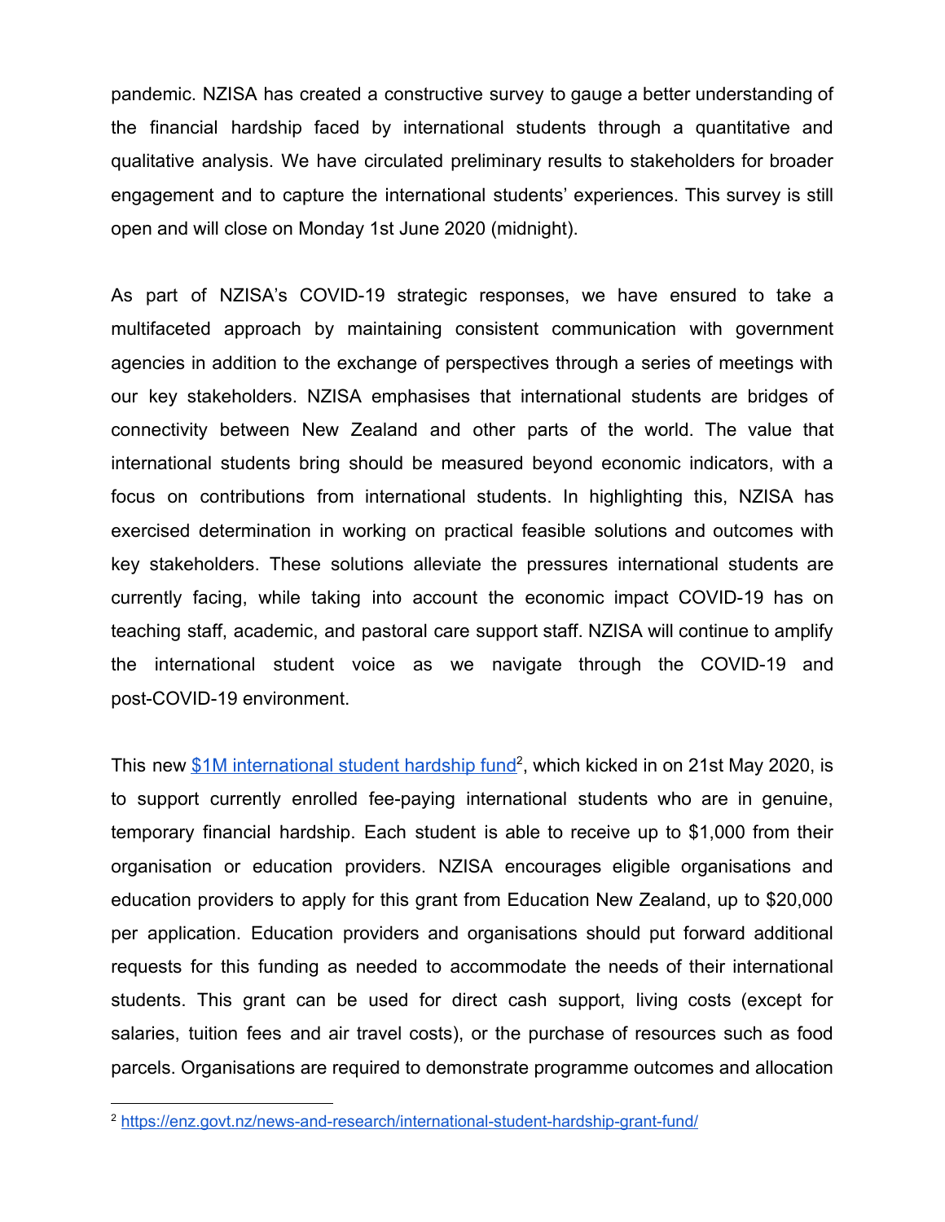pandemic. NZISA has created a constructive survey to gauge a better understanding of the financial hardship faced by international students through a quantitative and qualitative analysis. We have circulated preliminary results to stakeholders for broader engagement and to capture the international students' experiences. This survey is still open and will close on Monday 1st June 2020 (midnight).

As part of NZISA's COVID-19 strategic responses, we have ensured to take a multifaceted approach by maintaining consistent communication with government agencies in addition to the exchange of perspectives through a series of meetings with our key stakeholders. NZISA emphasises that international students are bridges of connectivity between New Zealand and other parts of the world. The value that international students bring should be measured beyond economic indicators, with a focus on contributions from international students. In highlighting this, NZISA has exercised determination in working on practical feasible solutions and outcomes with key stakeholders. These solutions alleviate the pressures international students are currently facing, while taking into account the economic impact COVID-19 has on teaching staff, academic, and pastoral care support staff. NZISA will continue to amplify the international student voice as we navigate through the COVID-19 and post-COVID-19 environment.

This new [$1M international student hardship fund](https://enz.govt.nz/news-and-research/international-student-hardship-grant-fund/)[2], which kicked in on 21st May 2020, is to support currently enrolled fee-paying international students who are in genuine, temporary financial hardship. Each student is able to receive up to $1,000 from their organisation or education providers. NZISA encourages eligible organisations and education providers to apply for this grant from Education New Zealand, up to $20,000 per application. Education providers and organisations should put forward additional requests for this funding as needed to accommodate the needs of their international students. This grant can be used for direct cash support, living costs (except for salaries, tuition fees and air travel costs), or the purchase of resources such as food parcels. Organisations are required to demonstrate programme outcomes and allocation

[2] https://enz.govt.nz/news-and-research/international-student-hardship-grant-fund/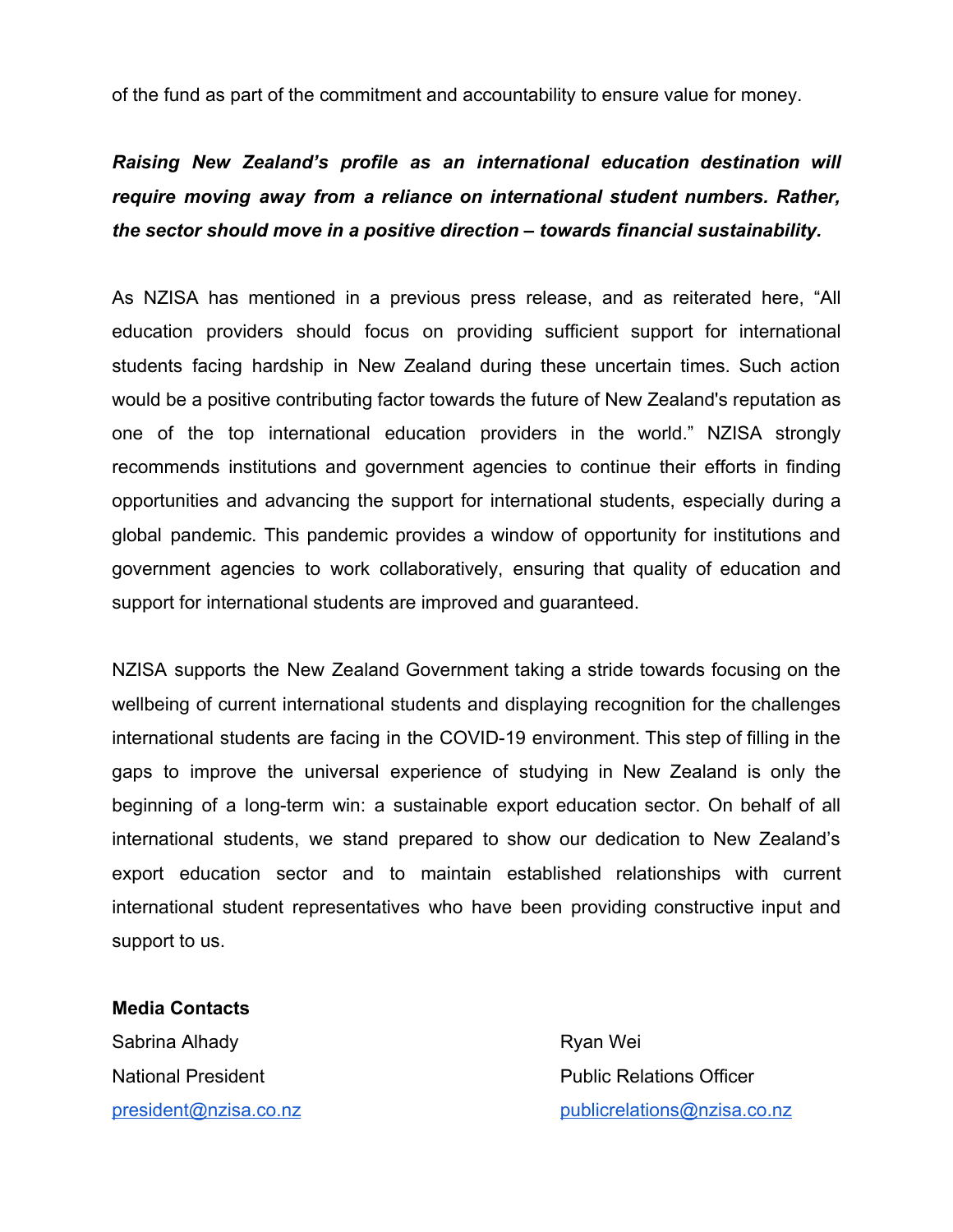of the fund as part of the commitment and accountability to ensure value for money.

***Raising New Zealand's profile as an international education destination will require moving away from a reliance on international student numbers. Rather, the sector should move in a positive direction – towards financial sustainability.***

As NZISA has mentioned in a previous press release, and as reiterated here, "All education providers should focus on providing sufficient support for international students facing hardship in New Zealand during these uncertain times. Such action would be a positive contributing factor towards the future of New Zealand's reputation as one of the top international education providers in the world." NZISA strongly recommends institutions and government agencies to continue their efforts in finding opportunities and advancing the support for international students, especially during a global pandemic. This pandemic provides a window of opportunity for institutions and government agencies to work collaboratively, ensuring that quality of education and support for international students are improved and guaranteed.

NZISA supports the New Zealand Government taking a stride towards focusing on the wellbeing of current international students and displaying recognition for the challenges international students are facing in the COVID-19 environment. This step of filling in the gaps to improve the universal experience of studying in New Zealand is only the beginning of a long-term win: a sustainable export education sector. On behalf of all international students, we stand prepared to show our dedication to New Zealand's export education sector and to maintain established relationships with current international student representatives who have been providing constructive input and support to us.

**Media Contacts**

Sabrina Alhady
National President
president@nzisa.co.nz

Ryan Wei
Public Relations Officer
publicrelations@nzisa.co.nz